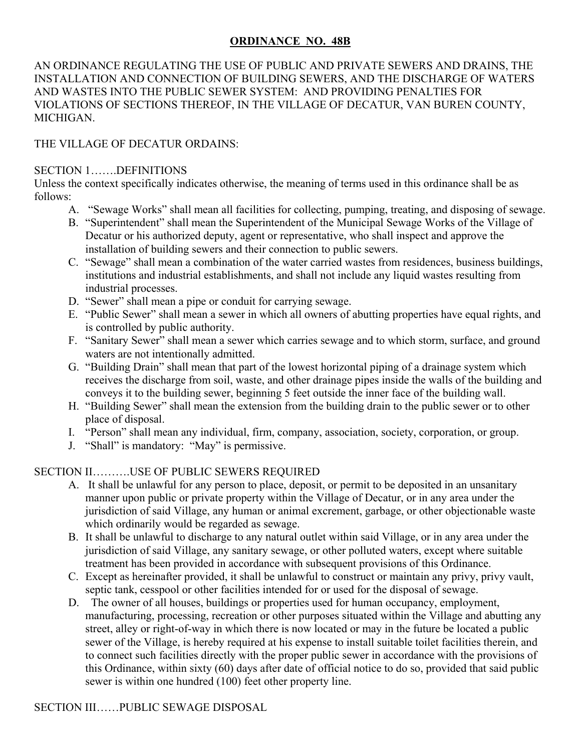# ORDINANCE NO. 48B

AN ORDINANCE REGULATING THE USE OF PUBLIC AND PRIVATE SEWERS AND DRAINS, THE INSTALLATION AND CONNECTION OF BUILDING SEWERS, AND THE DISCHARGE OF WATERS AND WASTES INTO THE PUBLIC SEWER SYSTEM: AND PROVIDING PENALTIES FOR VIOLATIONS OF SECTIONS THEREOF, IN THE VILLAGE OF DECATUR, VAN BUREN COUNTY, MICHIGAN.

THE VILLAGE OF DECATUR ORDAINS:

## SECTION 1…….DEFINITIONS

Unless the context specifically indicates otherwise, the meaning of terms used in this ordinance shall be as follows:

A. "Sewage Works" shall mean all facilities for collecting, pumping, treating, and disposing of sewage.
B. "Superintendent" shall mean the Superintendent of the Municipal Sewage Works of the Village of Decatur or his authorized deputy, agent or representative, who shall inspect and approve the installation of building sewers and their connection to public sewers.
C. "Sewage" shall mean a combination of the water carried wastes from residences, business buildings, institutions and industrial establishments, and shall not include any liquid wastes resulting from industrial processes.
D. "Sewer" shall mean a pipe or conduit for carrying sewage.
E. "Public Sewer" shall mean a sewer in which all owners of abutting properties have equal rights, and is controlled by public authority.
F. "Sanitary Sewer" shall mean a sewer which carries sewage and to which storm, surface, and ground waters are not intentionally admitted.
G. "Building Drain" shall mean that part of the lowest horizontal piping of a drainage system which receives the discharge from soil, waste, and other drainage pipes inside the walls of the building and conveys it to the building sewer, beginning 5 feet outside the inner face of the building wall.
H. "Building Sewer" shall mean the extension from the building drain to the public sewer or to other place of disposal.
I. "Person" shall mean any individual, firm, company, association, society, corporation, or group.
J. "Shall" is mandatory: "May" is permissive.

## SECTION II……….USE OF PUBLIC SEWERS REQUIRED

A. It shall be unlawful for any person to place, deposit, or permit to be deposited in an unsanitary manner upon public or private property within the Village of Decatur, or in any area under the jurisdiction of said Village, any human or animal excrement, garbage, or other objectionable waste which ordinarily would be regarded as sewage.
B. It shall be unlawful to discharge to any natural outlet within said Village, or in any area under the jurisdiction of said Village, any sanitary sewage, or other polluted waters, except where suitable treatment has been provided in accordance with subsequent provisions of this Ordinance.
C. Except as hereinafter provided, it shall be unlawful to construct or maintain any privy, privy vault, septic tank, cesspool or other facilities intended for or used for the disposal of sewage.
D. The owner of all houses, buildings or properties used for human occupancy, employment, manufacturing, processing, recreation or other purposes situated within the Village and abutting any street, alley or right-of-way in which there is now located or may in the future be located a public sewer of the Village, is hereby required at his expense to install suitable toilet facilities therein, and to connect such facilities directly with the proper public sewer in accordance with the provisions of this Ordinance, within sixty (60) days after date of official notice to do so, provided that said public sewer is within one hundred (100) feet other property line.

## SECTION III……PUBLIC SEWAGE DISPOSAL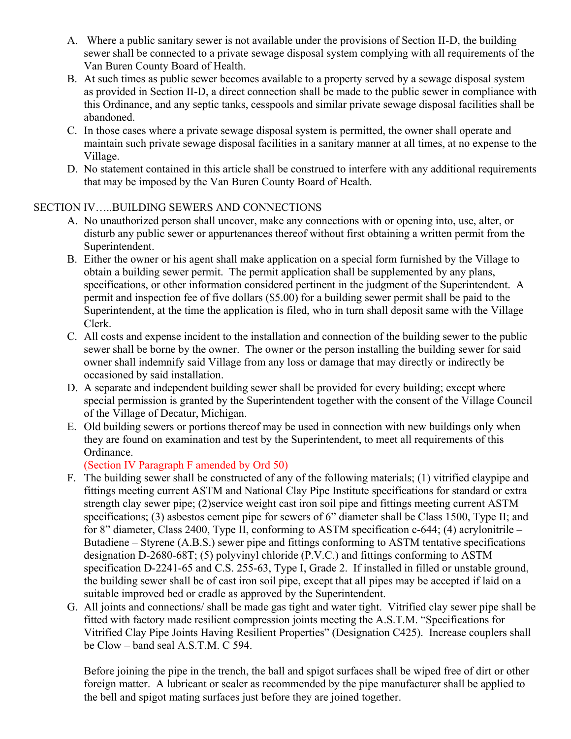A. Where a public sanitary sewer is not available under the provisions of Section II-D, the building sewer shall be connected to a private sewage disposal system complying with all requirements of the Van Buren County Board of Health.
B. At such times as public sewer becomes available to a property served by a sewage disposal system as provided in Section II-D, a direct connection shall be made to the public sewer in compliance with this Ordinance, and any septic tanks, cesspools and similar private sewage disposal facilities shall be abandoned.
C. In those cases where a private sewage disposal system is permitted, the owner shall operate and maintain such private sewage disposal facilities in a sanitary manner at all times, at no expense to the Village.
D. No statement contained in this article shall be construed to interfere with any additional requirements that may be imposed by the Van Buren County Board of Health.

## SECTION IV…..BUILDING SEWERS AND CONNECTIONS

A. No unauthorized person shall uncover, make any connections with or opening into, use, alter, or disturb any public sewer or appurtenances thereof without first obtaining a written permit from the Superintendent.
B. Either the owner or his agent shall make application on a special form furnished by the Village to obtain a building sewer permit. The permit application shall be supplemented by any plans, specifications, or other information considered pertinent in the judgment of the Superintendent. A permit and inspection fee of five dollars ($5.00) for a building sewer permit shall be paid to the Superintendent, at the time the application is filed, who in turn shall deposit same with the Village Clerk.
C. All costs and expense incident to the installation and connection of the building sewer to the public sewer shall be borne by the owner. The owner or the person installing the building sewer for said owner shall indemnify said Village from any loss or damage that may directly or indirectly be occasioned by said installation.
D. A separate and independent building sewer shall be provided for every building; except where special permission is granted by the Superintendent together with the consent of the Village Council of the Village of Decatur, Michigan.
E. Old building sewers or portions thereof may be used in connection with new buildings only when they are found on examination and test by the Superintendent, to meet all requirements of this Ordinance.

   (Section IV Paragraph F amended by Ord 50)
F. The building sewer shall be constructed of any of the following materials; (1) vitrified claypipe and fittings meeting current ASTM and National Clay Pipe Institute specifications for standard or extra strength clay sewer pipe; (2)service weight cast iron soil pipe and fittings meeting current ASTM specifications; (3) asbestos cement pipe for sewers of 6" diameter shall be Class 1500, Type II; and for 8" diameter, Class 2400, Type II, conforming to ASTM specification c-644; (4) acrylonitrile – Butadiene – Styrene (A.B.S.) sewer pipe and fittings conforming to ASTM tentative specifications designation D-2680-68T; (5) polyvinyl chloride (P.V.C.) and fittings conforming to ASTM specification D-2241-65 and C.S. 255-63, Type I, Grade 2. If installed in filled or unstable ground, the building sewer shall be of cast iron soil pipe, except that all pipes may be accepted if laid on a suitable improved bed or cradle as approved by the Superintendent.
G. All joints and connections/ shall be made gas tight and water tight. Vitrified clay sewer pipe shall be fitted with factory made resilient compression joints meeting the A.S.T.M. "Specifications for Vitrified Clay Pipe Joints Having Resilient Properties" (Designation C425). Increase couplers shall be Clow – band seal A.S.T.M. C 594.

   Before joining the pipe in the trench, the ball and spigot surfaces shall be wiped free of dirt or other foreign matter. A lubricant or sealer as recommended by the pipe manufacturer shall be applied to the bell and spigot mating surfaces just before they are joined together.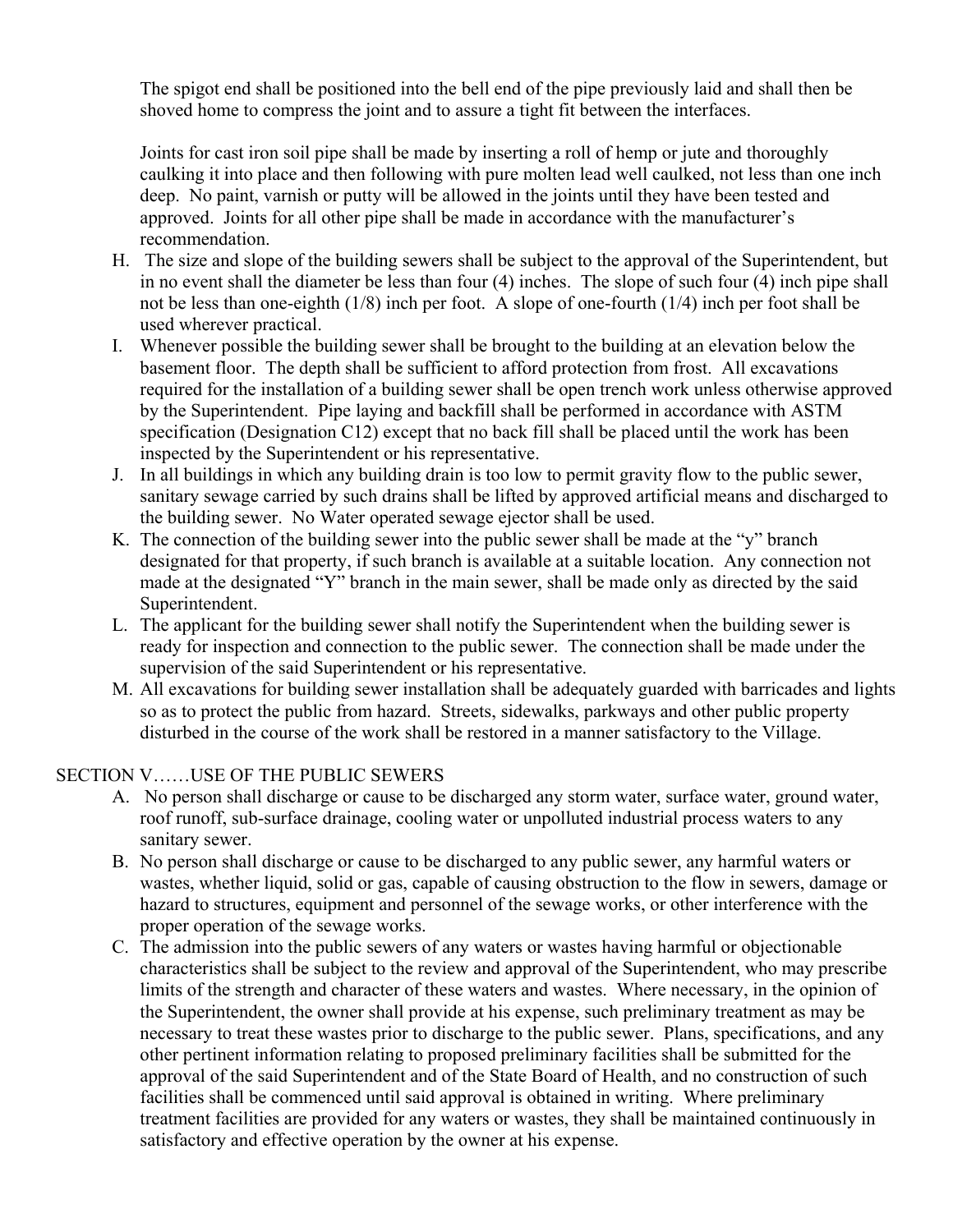The spigot end shall be positioned into the bell end of the pipe previously laid and shall then be shoved home to compress the joint and to assure a tight fit between the interfaces.

Joints for cast iron soil pipe shall be made by inserting a roll of hemp or jute and thoroughly caulking it into place and then following with pure molten lead well caulked, not less than one inch deep. No paint, varnish or putty will be allowed in the joints until they have been tested and approved. Joints for all other pipe shall be made in accordance with the manufacturer's recommendation.

H. The size and slope of the building sewers shall be subject to the approval of the Superintendent, but in no event shall the diameter be less than four (4) inches. The slope of such four (4) inch pipe shall not be less than one-eighth (1/8) inch per foot. A slope of one-fourth (1/4) inch per foot shall be used wherever practical.

I. Whenever possible the building sewer shall be brought to the building at an elevation below the basement floor. The depth shall be sufficient to afford protection from frost. All excavations required for the installation of a building sewer shall be open trench work unless otherwise approved by the Superintendent. Pipe laying and backfill shall be performed in accordance with ASTM specification (Designation C12) except that no back fill shall be placed until the work has been inspected by the Superintendent or his representative.

J. In all buildings in which any building drain is too low to permit gravity flow to the public sewer, sanitary sewage carried by such drains shall be lifted by approved artificial means and discharged to the building sewer. No Water operated sewage ejector shall be used.

K. The connection of the building sewer into the public sewer shall be made at the "y" branch designated for that property, if such branch is available at a suitable location. Any connection not made at the designated "Y" branch in the main sewer, shall be made only as directed by the said Superintendent.

L. The applicant for the building sewer shall notify the Superintendent when the building sewer is ready for inspection and connection to the public sewer. The connection shall be made under the supervision of the said Superintendent or his representative.

M. All excavations for building sewer installation shall be adequately guarded with barricades and lights so as to protect the public from hazard. Streets, sidewalks, parkways and other public property disturbed in the course of the work shall be restored in a manner satisfactory to the Village.

## SECTION V……USE OF THE PUBLIC SEWERS

A. No person shall discharge or cause to be discharged any storm water, surface water, ground water, roof runoff, sub-surface drainage, cooling water or unpolluted industrial process waters to any sanitary sewer.

B. No person shall discharge or cause to be discharged to any public sewer, any harmful waters or wastes, whether liquid, solid or gas, capable of causing obstruction to the flow in sewers, damage or hazard to structures, equipment and personnel of the sewage works, or other interference with the proper operation of the sewage works.

C. The admission into the public sewers of any waters or wastes having harmful or objectionable characteristics shall be subject to the review and approval of the Superintendent, who may prescribe limits of the strength and character of these waters and wastes. Where necessary, in the opinion of the Superintendent, the owner shall provide at his expense, such preliminary treatment as may be necessary to treat these wastes prior to discharge to the public sewer. Plans, specifications, and any other pertinent information relating to proposed preliminary facilities shall be submitted for the approval of the said Superintendent and of the State Board of Health, and no construction of such facilities shall be commenced until said approval is obtained in writing. Where preliminary treatment facilities are provided for any waters or wastes, they shall be maintained continuously in satisfactory and effective operation by the owner at his expense.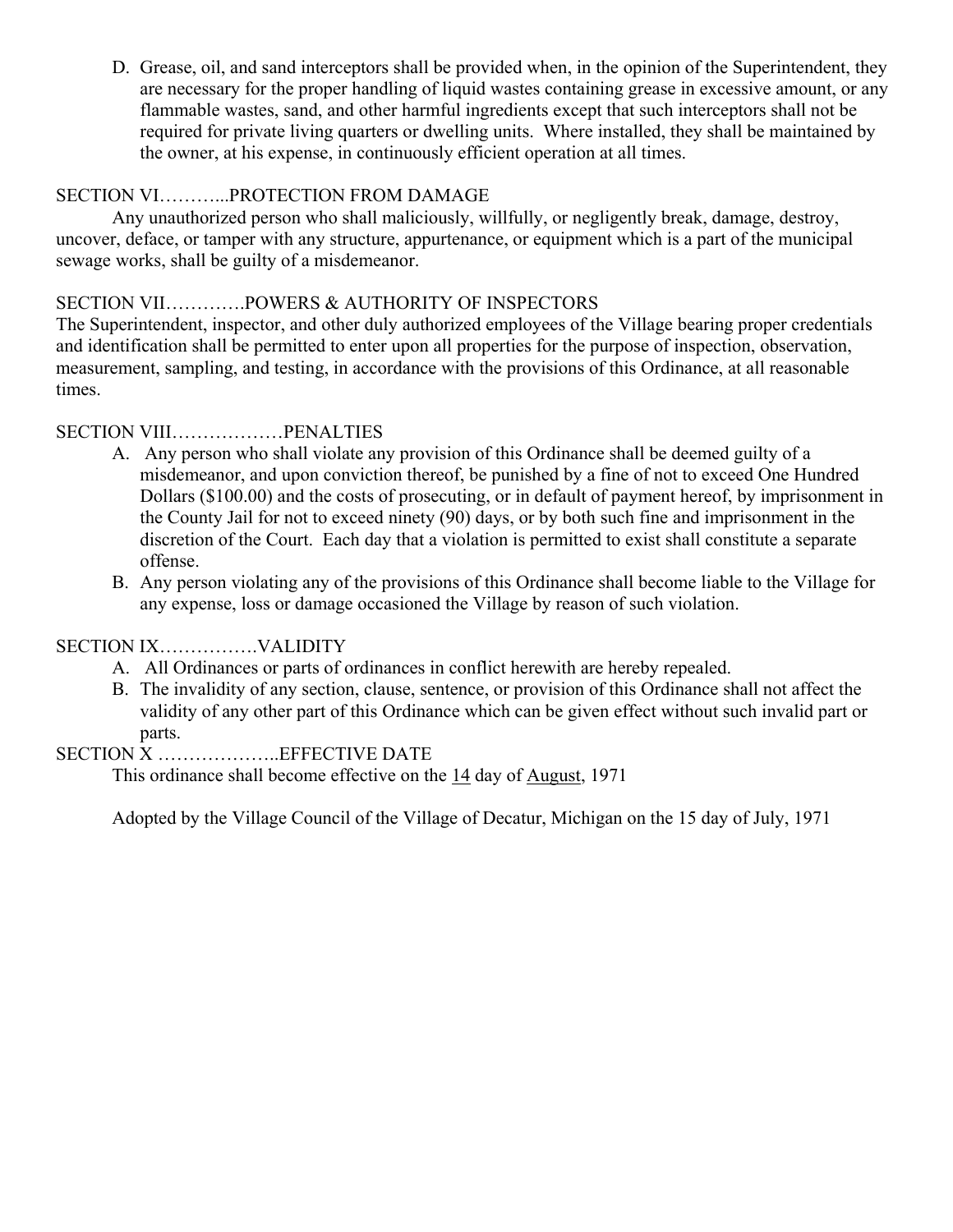D. Grease, oil, and sand interceptors shall be provided when, in the opinion of the Superintendent, they are necessary for the proper handling of liquid wastes containing grease in excessive amount, or any flammable wastes, sand, and other harmful ingredients except that such interceptors shall not be required for private living quarters or dwelling units. Where installed, they shall be maintained by the owner, at his expense, in continuously efficient operation at all times.

SECTION VI………...PROTECTION FROM DAMAGE

Any unauthorized person who shall maliciously, willfully, or negligently break, damage, destroy, uncover, deface, or tamper with any structure, appurtenance, or equipment which is a part of the municipal sewage works, shall be guilty of a misdemeanor.

SECTION VII………….POWERS & AUTHORITY OF INSPECTORS

The Superintendent, inspector, and other duly authorized employees of the Village bearing proper credentials and identification shall be permitted to enter upon all properties for the purpose of inspection, observation, measurement, sampling, and testing, in accordance with the provisions of this Ordinance, at all reasonable times.

SECTION VIII………………PENALTIES

A. Any person who shall violate any provision of this Ordinance shall be deemed guilty of a misdemeanor, and upon conviction thereof, be punished by a fine of not to exceed One Hundred Dollars ($100.00) and the costs of prosecuting, or in default of payment hereof, by imprisonment in the County Jail for not to exceed ninety (90) days, or by both such fine and imprisonment in the discretion of the Court. Each day that a violation is permitted to exist shall constitute a separate offense.
B. Any person violating any of the provisions of this Ordinance shall become liable to the Village for any expense, loss or damage occasioned the Village by reason of such violation.

SECTION IX…………….VALIDITY

A. All Ordinances or parts of ordinances in conflict herewith are hereby repealed.
B. The invalidity of any section, clause, sentence, or provision of this Ordinance shall not affect the validity of any other part of this Ordinance which can be given effect without such invalid part or parts.

SECTION X ………………..EFFECTIVE DATE

This ordinance shall become effective on the 14 day of August, 1971

Adopted by the Village Council of the Village of Decatur, Michigan on the 15 day of July, 1971